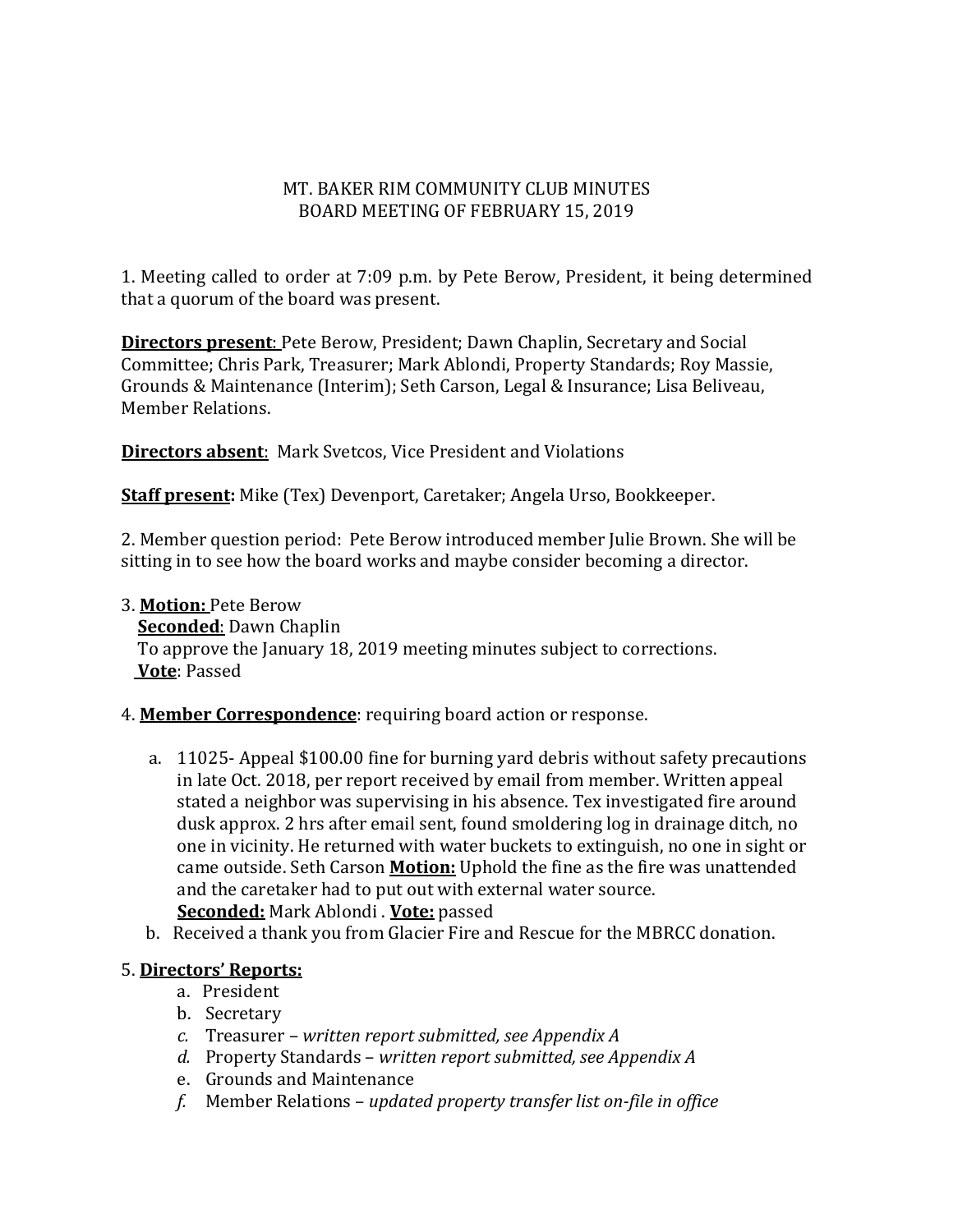# MT. BAKER RIM COMMUNITY CLUB MINUTES
## BOARD MEETING OF FEBRUARY 15, 2019

1. Meeting called to order at 7:09 p.m. by Pete Berow, President, it being determined that a quorum of the board was present.

**Directors present**: Pete Berow, President; Dawn Chaplin, Secretary and Social Committee; Chris Park, Treasurer; Mark Ablondi, Property Standards; Roy Massie, Grounds & Maintenance (Interim); Seth Carson, Legal & Insurance; Lisa Beliveau, Member Relations.

**Directors absent**: Mark Svetcos, Vice President and Violations

**Staff present:** Mike (Tex) Devenport, Caretaker; Angela Urso, Bookkeeper.

2. Member question period: Pete Berow introduced member Julie Brown. She will be sitting in to see how the board works and maybe consider becoming a director.

3. **Motion:** Pete Berow
   **Seconded**: Dawn Chaplin
   To approve the January 18, 2019 meeting minutes subject to corrections.
   **Vote**: Passed

4. **Member Correspondence**: requiring board action or response.

   a. 11025- Appeal $100.00 fine for burning yard debris without safety precautions in late Oct. 2018, per report received by email from member. Written appeal stated a neighbor was supervising in his absence. Tex investigated fire around dusk approx. 2 hrs after email sent, found smoldering log in drainage ditch, no one in vicinity. He returned with water buckets to extinguish, no one in sight or came outside. Seth Carson **Motion:** Uphold the fine as the fire was unattended and the caretaker had to put out with external water source.
   **Seconded:** Mark Ablondi . **Vote:** passed

   b. Received a thank you from Glacier Fire and Rescue for the MBRCC donation.

5. **Directors' Reports:**
   a. President
   b. Secretary
   c. Treasurer – *written report submitted, see Appendix A*
   d. Property Standards – *written report submitted, see Appendix A*
   e. Grounds and Maintenance
   f. Member Relations – *updated property transfer list on-file in office*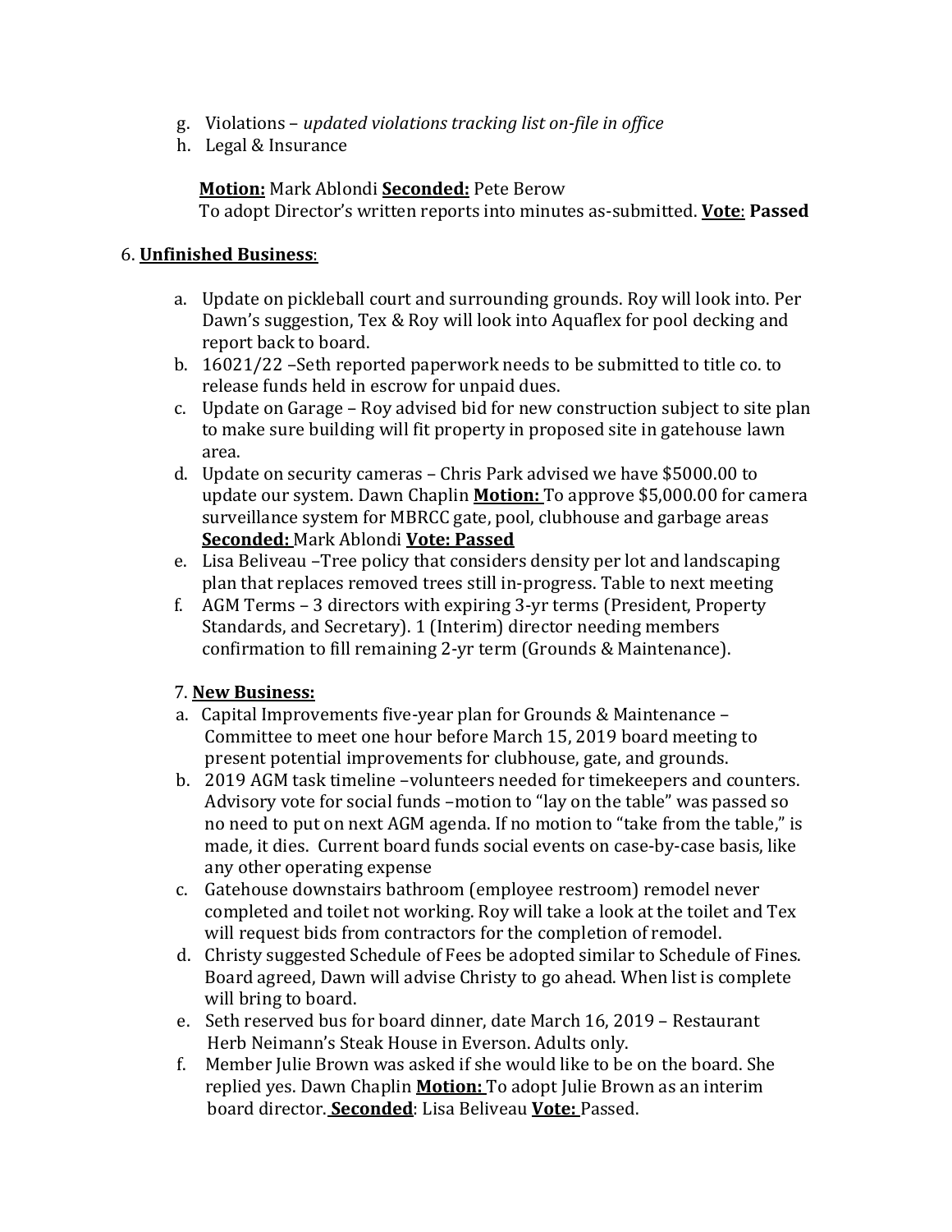g. Violations – *updated violations tracking list on-file in office*
h. Legal & Insurance

**Motion:** Mark Ablondi **Seconded:** Pete Berow
To adopt Director's written reports into minutes as-submitted. **Vote**: **Passed**

6. **Unfinished Business**:

a. Update on pickleball court and surrounding grounds. Roy will look into. Per Dawn's suggestion, Tex & Roy will look into Aquaflex for pool decking and report back to board.
b. 16021/22 –Seth reported paperwork needs to be submitted to title co. to release funds held in escrow for unpaid dues.
c. Update on Garage – Roy advised bid for new construction subject to site plan to make sure building will fit property in proposed site in gatehouse lawn area.
d. Update on security cameras – Chris Park advised we have $5000.00 to update our system. Dawn Chaplin **Motion:** To approve $5,000.00 for camera surveillance system for MBRCC gate, pool, clubhouse and garbage areas **Seconded:** Mark Ablondi **Vote: Passed**
e. Lisa Beliveau –Tree policy that considers density per lot and landscaping plan that replaces removed trees still in-progress. Table to next meeting
f. AGM Terms – 3 directors with expiring 3-yr terms (President, Property Standards, and Secretary). 1 (Interim) director needing members confirmation to fill remaining 2-yr term (Grounds & Maintenance).

7. **New Business:**

a. Capital Improvements five-year plan for Grounds & Maintenance – Committee to meet one hour before March 15, 2019 board meeting to present potential improvements for clubhouse, gate, and grounds.
b. 2019 AGM task timeline –volunteers needed for timekeepers and counters. Advisory vote for social funds –motion to "lay on the table" was passed so no need to put on next AGM agenda. If no motion to "take from the table," is made, it dies. Current board funds social events on case-by-case basis, like any other operating expense
c. Gatehouse downstairs bathroom (employee restroom) remodel never completed and toilet not working. Roy will take a look at the toilet and Tex will request bids from contractors for the completion of remodel.
d. Christy suggested Schedule of Fees be adopted similar to Schedule of Fines. Board agreed, Dawn will advise Christy to go ahead. When list is complete will bring to board.
e. Seth reserved bus for board dinner, date March 16, 2019 – Restaurant Herb Neimann's Steak House in Everson. Adults only.
f. Member Julie Brown was asked if she would like to be on the board. She replied yes. Dawn Chaplin **Motion:** To adopt Julie Brown as an interim board director. **Seconded**: Lisa Beliveau **Vote:** Passed.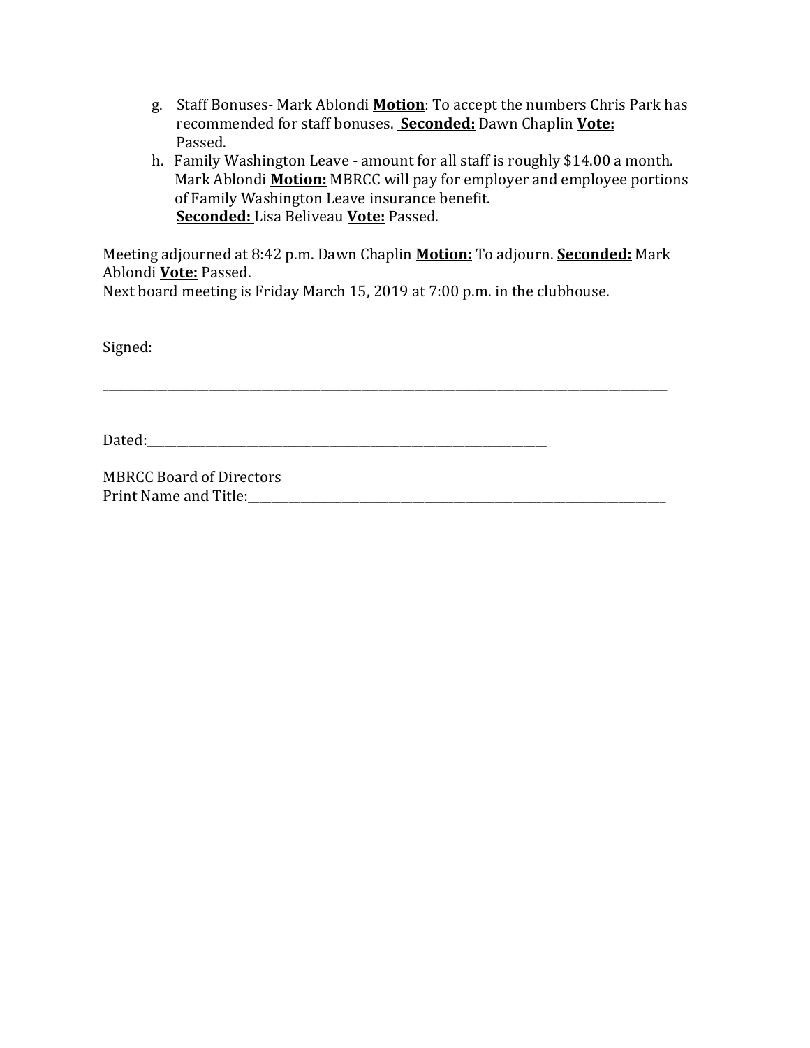g. Staff Bonuses- Mark Ablondi **Motion**: To accept the numbers Chris Park has recommended for staff bonuses. **Seconded:** Dawn Chaplin **Vote:** Passed.

h. Family Washington Leave - amount for all staff is roughly $14.00 a month. Mark Ablondi **Motion:** MBRCC will pay for employer and employee portions of Family Washington Leave insurance benefit. **Seconded:** Lisa Beliveau **Vote:** Passed.

Meeting adjourned at 8:42 p.m. Dawn Chaplin **Motion:** To adjourn. **Seconded:** Mark Ablondi **Vote:** Passed.
Next board meeting is Friday March 15, 2019 at 7:00 p.m. in the clubhouse.

Signed:

______________________________________________________________________________

Dated:_______________________________________________________

MBRCC Board of Directors
Print Name and Title:_____________________________________________________________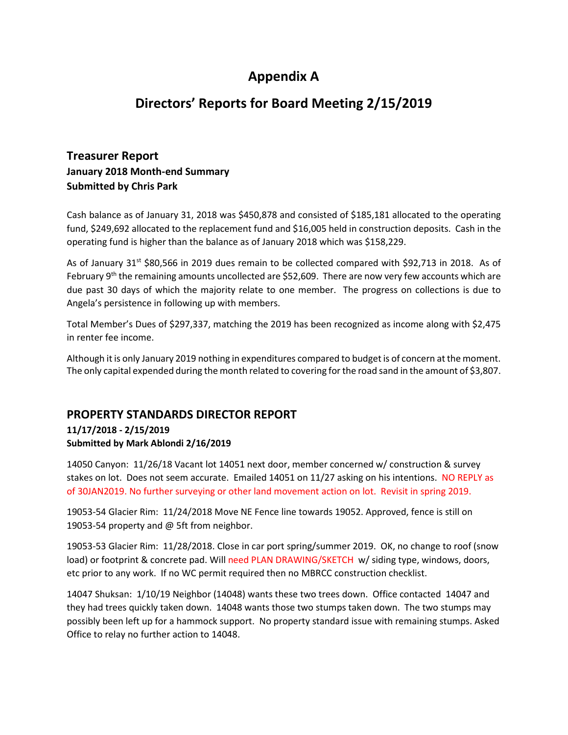# Appendix A

# Directors' Reports for Board Meeting 2/15/2019

## Treasurer Report

**January 2018 Month-end Summary**
**Submitted by Chris Park**

Cash balance as of January 31, 2018 was $450,878 and consisted of $185,181 allocated to the operating fund, $249,692 allocated to the replacement fund and $16,005 held in construction deposits. Cash in the operating fund is higher than the balance as of January 2018 which was $158,229.

As of January 31st $80,566 in 2019 dues remain to be collected compared with $92,713 in 2018. As of February 9th the remaining amounts uncollected are $52,609. There are now very few accounts which are due past 30 days of which the majority relate to one member. The progress on collections is due to Angela's persistence in following up with members.

Total Member's Dues of $297,337, matching the 2019 has been recognized as income along with $2,475 in renter fee income.

Although it is only January 2019 nothing in expenditures compared to budget is of concern at the moment. The only capital expended during the month related to covering for the road sand in the amount of $3,807.

## PROPERTY STANDARDS DIRECTOR REPORT

**11/17/2018 - 2/15/2019**
**Submitted by Mark Ablondi 2/16/2019**

14050 Canyon: 11/26/18 Vacant lot 14051 next door, member concerned w/ construction & survey stakes on lot. Does not seem accurate. Emailed 14051 on 11/27 asking on his intentions. NO REPLY as of 30JAN2019. No further surveying or other land movement action on lot. Revisit in spring 2019.

19053-54 Glacier Rim: 11/24/2018 Move NE Fence line towards 19052. Approved, fence is still on 19053-54 property and @ 5ft from neighbor.

19053-53 Glacier Rim: 11/28/2018. Close in car port spring/summer 2019. OK, no change to roof (snow load) or footprint & concrete pad. Will need PLAN DRAWING/SKETCH w/ siding type, windows, doors, etc prior to any work. If no WC permit required then no MBRCC construction checklist.

14047 Shuksan: 1/10/19 Neighbor (14048) wants these two trees down. Office contacted 14047 and they had trees quickly taken down. 14048 wants those two stumps taken down. The two stumps may possibly been left up for a hammock support. No property standard issue with remaining stumps. Asked Office to relay no further action to 14048.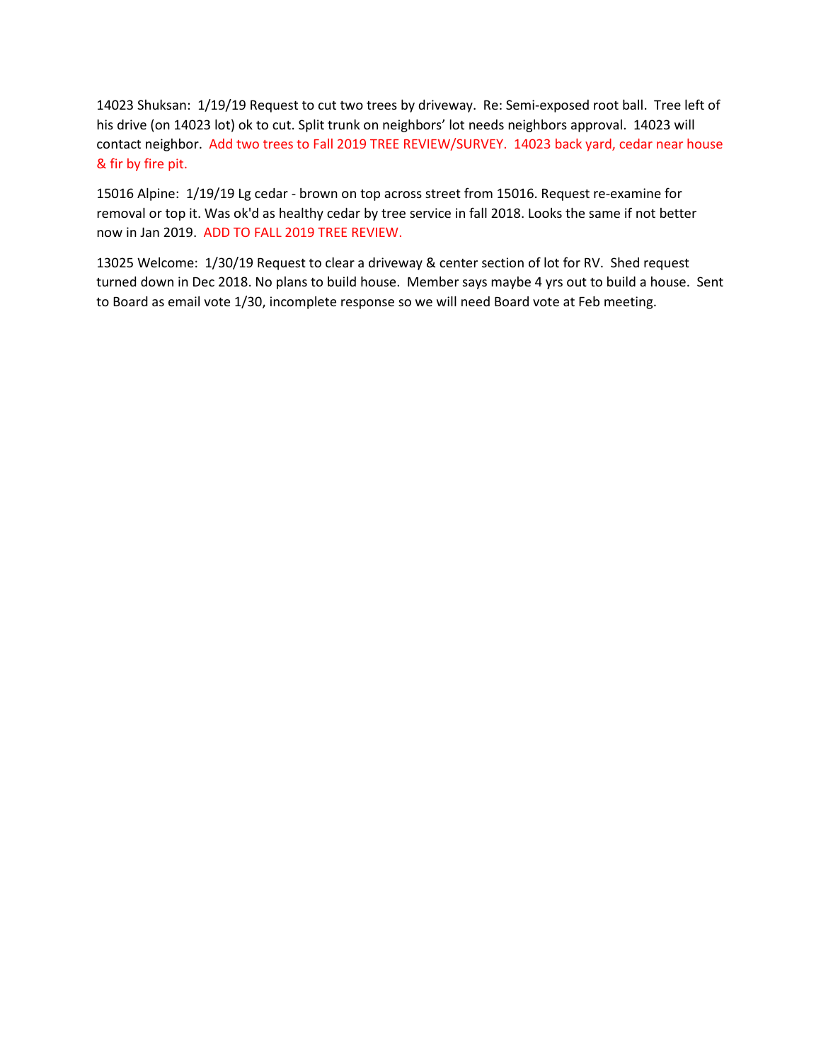14023 Shuksan: 1/19/19 Request to cut two trees by driveway. Re: Semi-exposed root ball. Tree left of his drive (on 14023 lot) ok to cut. Split trunk on neighbors' lot needs neighbors approval. 14023 will contact neighbor. Add two trees to Fall 2019 TREE REVIEW/SURVEY. 14023 back yard, cedar near house & fir by fire pit.

15016 Alpine: 1/19/19 Lg cedar - brown on top across street from 15016. Request re-examine for removal or top it. Was ok'd as healthy cedar by tree service in fall 2018. Looks the same if not better now in Jan 2019. ADD TO FALL 2019 TREE REVIEW.

13025 Welcome: 1/30/19 Request to clear a driveway & center section of lot for RV. Shed request turned down in Dec 2018. No plans to build house. Member says maybe 4 yrs out to build a house. Sent to Board as email vote 1/30, incomplete response so we will need Board vote at Feb meeting.